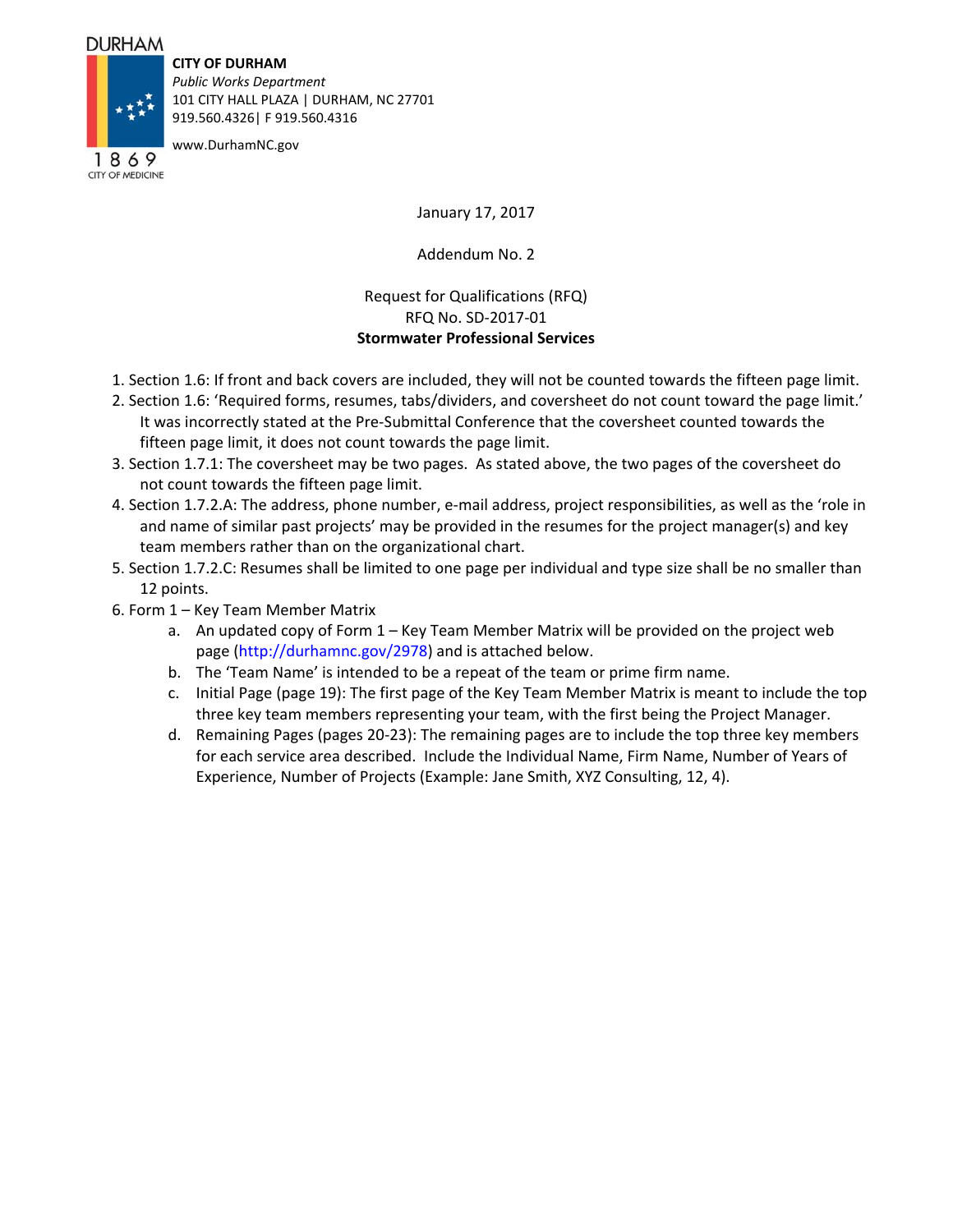DURHAM

1869
CITY OF MEDICINE

**CITY OF DURHAM**
*Public Works Department*
101 CITY HALL PLAZA | DURHAM, NC 27701
919.560.4326| F 919.560.4316

www.DurhamNC.gov

January 17, 2017

Addendum No. 2

Request for Qualifications (RFQ)
RFQ No. SD-2017-01
**Stormwater Professional Services**

1. Section 1.6: If front and back covers are included, they will not be counted towards the fifteen page limit.
2. Section 1.6: 'Required forms, resumes, tabs/dividers, and coversheet do not count toward the page limit.' It was incorrectly stated at the Pre-Submittal Conference that the coversheet counted towards the fifteen page limit, it does not count towards the page limit.
3. Section 1.7.1: The coversheet may be two pages. As stated above, the two pages of the coversheet do not count towards the fifteen page limit.
4. Section 1.7.2.A: The address, phone number, e-mail address, project responsibilities, as well as the 'role in and name of similar past projects' may be provided in the resumes for the project manager(s) and key team members rather than on the organizational chart.
5. Section 1.7.2.C: Resumes shall be limited to one page per individual and type size shall be no smaller than 12 points.
6. Form 1 – Key Team Member Matrix
   a. An updated copy of Form 1 – Key Team Member Matrix will be provided on the project web page (http://durhamnc.gov/2978) and is attached below.
   b. The 'Team Name' is intended to be a repeat of the team or prime firm name.
   c. Initial Page (page 19): The first page of the Key Team Member Matrix is meant to include the top three key team members representing your team, with the first being the Project Manager.
   d. Remaining Pages (pages 20-23): The remaining pages are to include the top three key members for each service area described. Include the Individual Name, Firm Name, Number of Years of Experience, Number of Projects (Example: Jane Smith, XYZ Consulting, 12, 4).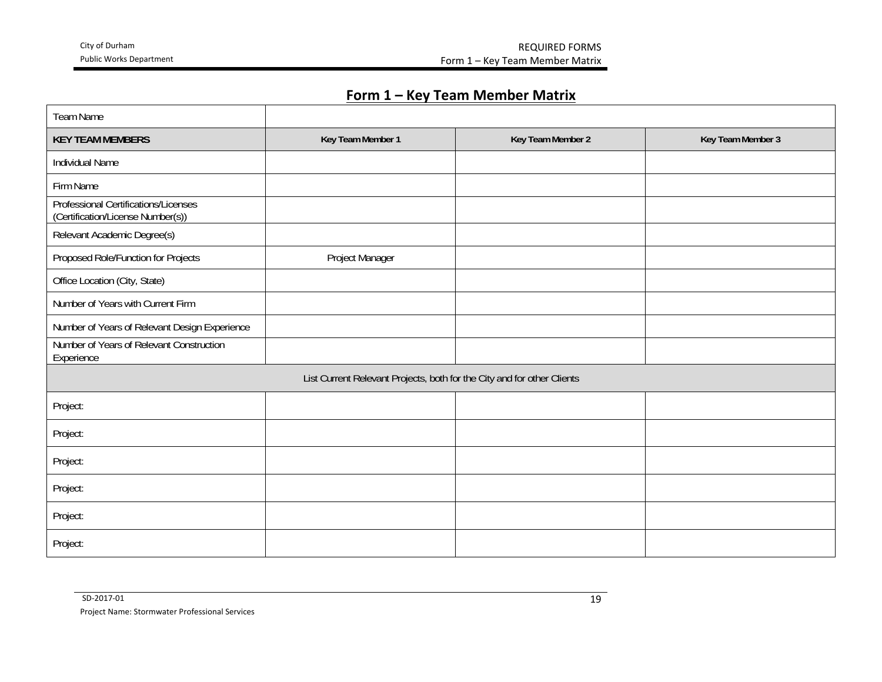## Form 1 – Key Team Member Matrix

| Team Name | | | |
|---|---|---|---|
| **KEY TEAM MEMBERS** | **Key Team Member 1** | **Key Team Member 2** | **Key Team Member 3** |
| Individual Name | | | |
| Firm Name | | | |
| Professional Certifications/Licenses (Certification/License Number(s)) | | | |
| Relevant Academic Degree(s) | | | |
| Proposed Role/Function for Projects | Project Manager | | |
| Office Location (City, State) | | | |
| Number of Years with Current Firm | | | |
| Number of Years of Relevant Design Experience | | | |
| Number of Years of Relevant Construction Experience | | | |
| List Current Relevant Projects, both for the City and for other Clients | | | |
| Project: | | | |
| Project: | | | |
| Project: | | | |
| Project: | | | |
| Project: | | | |
| Project: | | | |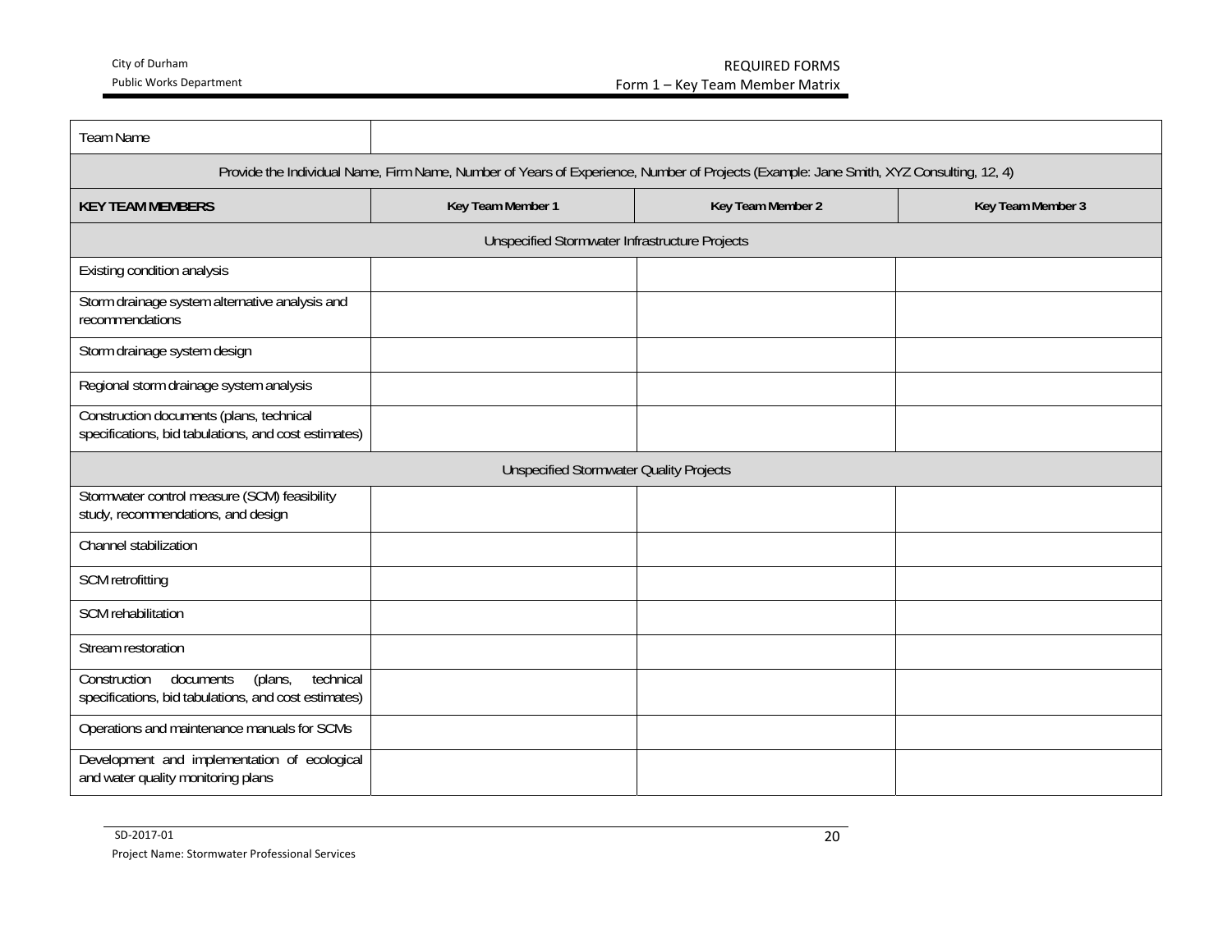| Team Name | | | |
|---|---|---|---|
| Provide the Individual Name, Firm Name, Number of Years of Experience, Number of Projects (Example: Jane Smith, XYZ Consulting, 12, 4) | | | |
| **KEY TEAM MEMBERS** | **Key Team Member 1** | **Key Team Member 2** | **Key Team Member 3** |
| Unspecified Stormwater Infrastructure Projects | | | |
| Existing condition analysis | | | |
| Storm drainage system alternative analysis and recommendations | | | |
| Storm drainage system design | | | |
| Regional storm drainage system analysis | | | |
| Construction documents (plans, technical specifications, bid tabulations, and cost estimates) | | | |
| Unspecified Stormwater Quality Projects | | | |
| Stormwater control measure (SCM) feasibility study, recommendations, and design | | | |
| Channel stabilization | | | |
| SCM retrofitting | | | |
| SCM rehabilitation | | | |
| Stream restoration | | | |
| Construction documents (plans, technical specifications, bid tabulations, and cost estimates) | | | |
| Operations and maintenance manuals for SCMs | | | |
| Development and implementation of ecological and water quality monitoring plans | | | |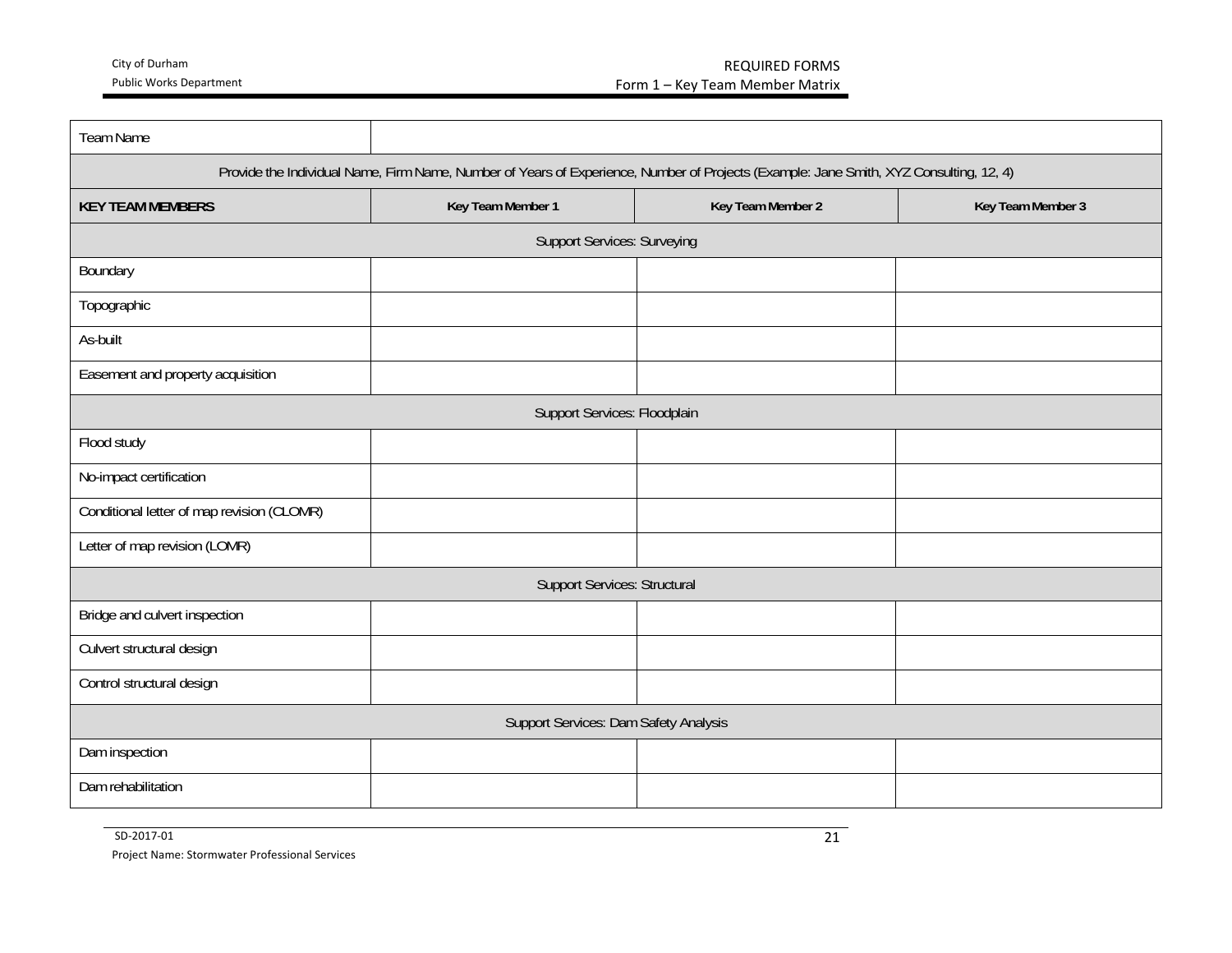| Team Name | | | |
|---|---|---|---|
| Provide the Individual Name, Firm Name, Number of Years of Experience, Number of Projects (Example: Jane Smith, XYZ Consulting, 12, 4) | | | |
| **KEY TEAM MEMBERS** | **Key Team Member 1** | **Key Team Member 2** | **Key Team Member 3** |
| Support Services: Surveying | | | |
| Boundary | | | |
| Topographic | | | |
| As-built | | | |
| Easement and property acquisition | | | |
| Support Services: Floodplain | | | |
| Flood study | | | |
| No-impact certification | | | |
| Conditional letter of map revision (CLOMR) | | | |
| Letter of map revision (LOMR) | | | |
| Support Services: Structural | | | |
| Bridge and culvert inspection | | | |
| Culvert structural design | | | |
| Control structural design | | | |
| Support Services: Dam Safety Analysis | | | |
| Dam inspection | | | |
| Dam rehabilitation | | | |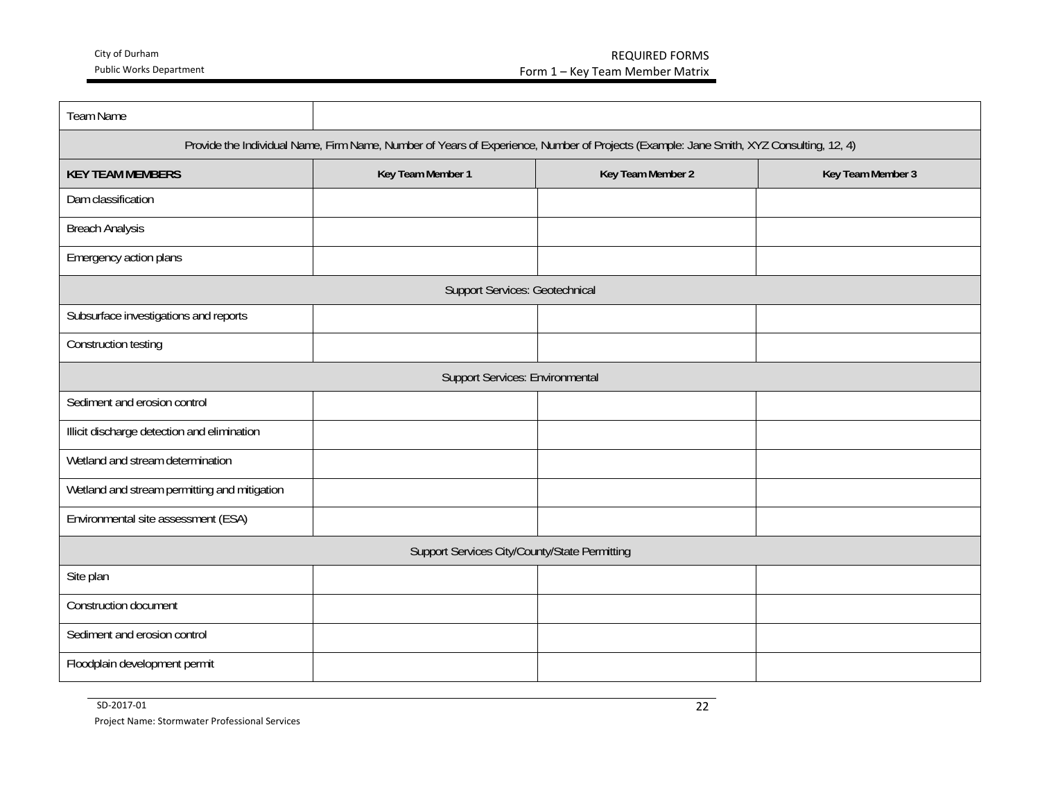| Team Name | | | |
|---|---|---|---|
| Provide the Individual Name, Firm Name, Number of Years of Experience, Number of Projects (Example: Jane Smith, XYZ Consulting, 12, 4) | | | |
| **KEY TEAM MEMBERS** | **Key Team Member 1** | **Key Team Member 2** | **Key Team Member 3** |
| Dam classification | | | |
| Breach Analysis | | | |
| Emergency action plans | | | |
| Support Services: Geotechnical | | | |
| Subsurface investigations and reports | | | |
| Construction testing | | | |
| Support Services: Environmental | | | |
| Sediment and erosion control | | | |
| Illicit discharge detection and elimination | | | |
| Wetland and stream determination | | | |
| Wetland and stream permitting and mitigation | | | |
| Environmental site assessment (ESA) | | | |
| Support Services City/County/State Permitting | | | |
| Site plan | | | |
| Construction document | | | |
| Sediment and erosion control | | | |
| Floodplain development permit | | | |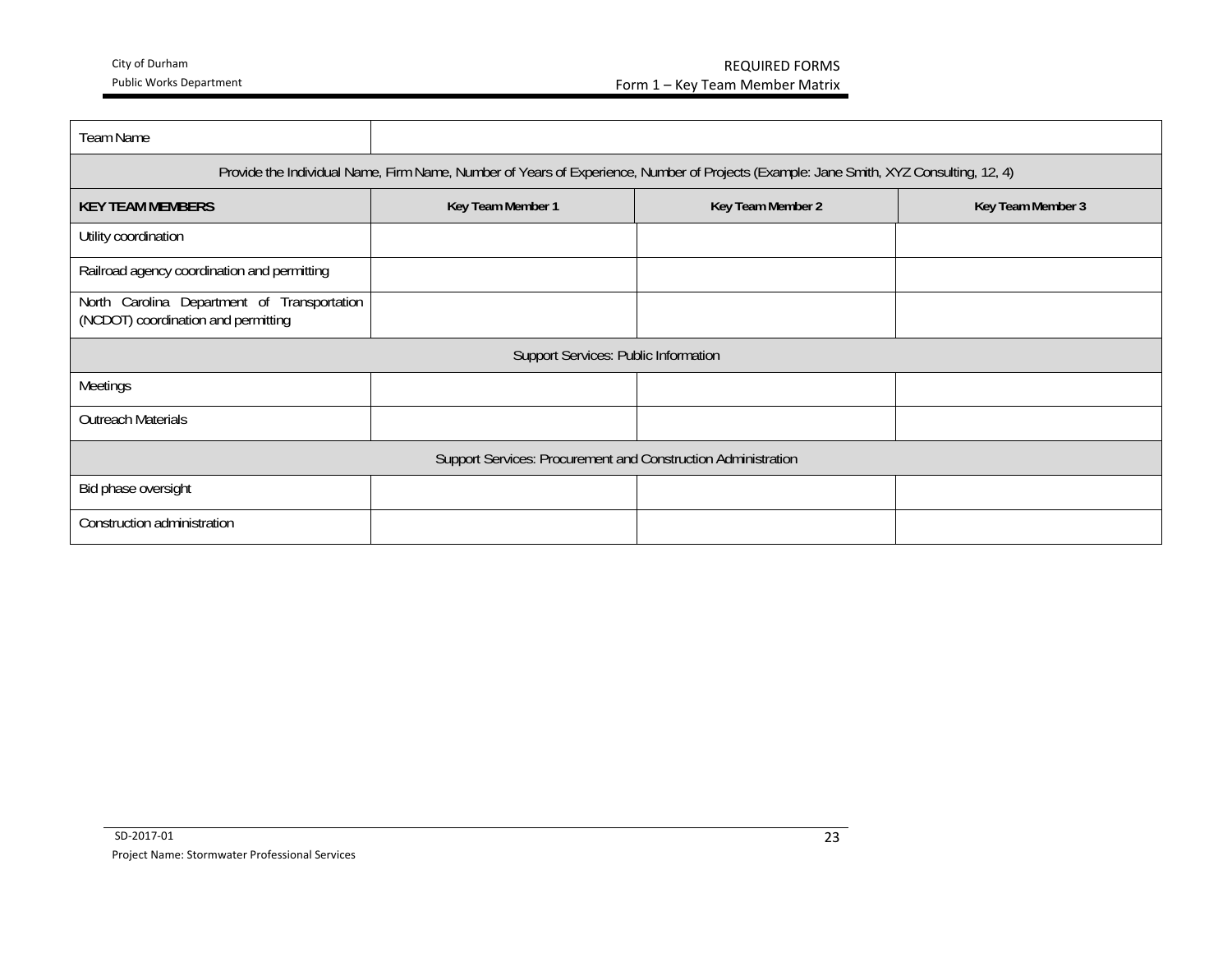| | | | |
|---|---|---|---|
| Team Name | | | |
| Provide the Individual Name, Firm Name, Number of Years of Experience, Number of Projects (Example: Jane Smith, XYZ Consulting, 12, 4) | | | |
| **KEY TEAM MEMBERS** | **Key Team Member 1** | **Key Team Member 2** | **Key Team Member 3** |
| Utility coordination | | | |
| Railroad agency coordination and permitting | | | |
| North Carolina Department of Transportation (NCDOT) coordination and permitting | | | |
| Support Services: Public Information | | | |
| Meetings | | | |
| Outreach Materials | | | |
| Support Services: Procurement and Construction Administration | | | |
| Bid phase oversight | | | |
| Construction administration | | | |